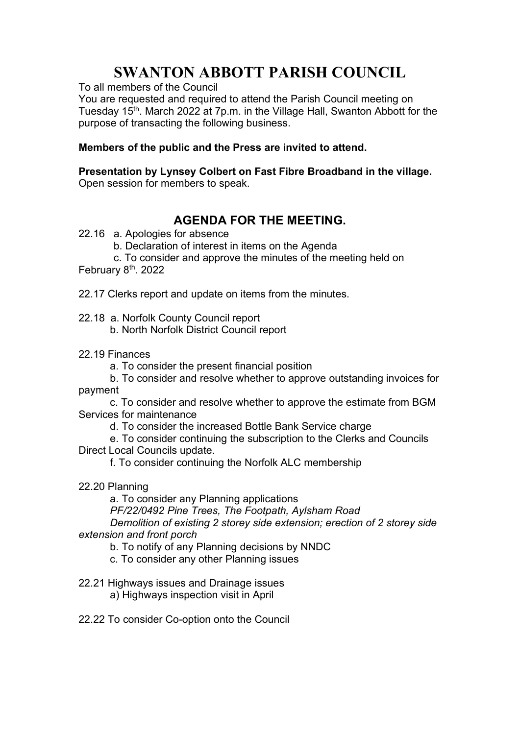# SWANTON ABBOTT PARISH COUNCIL

To all members of the Council

You are requested and required to attend the Parish Council meeting on Tuesday 15th. March 2022 at 7p.m. in the Village Hall, Swanton Abbott for the purpose of transacting the following business.

**Members of the public and the Press are invited to attend.**

**Presentation by Lynsey Colbert on Fast Fibre Broadband in the village.**

Open session for members to speak.

## AGENDA FOR THE MEETING.

22.16 a. Apologies for absence

b. Declaration of interest in items on the Agenda

c. To consider and approve the minutes of the meeting held on February 8th. 2022

22.17 Clerks report and update on items from the minutes.

22.18 a. Norfolk County Council report

b. North Norfolk District Council report

22.19 Finances

a. To consider the present financial position

b. To consider and resolve whether to approve outstanding invoices for payment

c. To consider and resolve whether to approve the estimate from BGM Services for maintenance

d. To consider the increased Bottle Bank Service charge

e. To consider continuing the subscription to the Clerks and Councils Direct Local Councils update.

f. To consider continuing the Norfolk ALC membership

22.20 Planning

a. To consider any Planning applications

*PF/22/0492 Pine Trees, The Footpath, Aylsham Road*

*Demolition of existing 2 storey side extension; erection of 2 storey side extension and front porch*

b. To notify of any Planning decisions by NNDC

c. To consider any other Planning issues

22.21 Highways issues and Drainage issues

a) Highways inspection visit in April

22.22 To consider Co-option onto the Council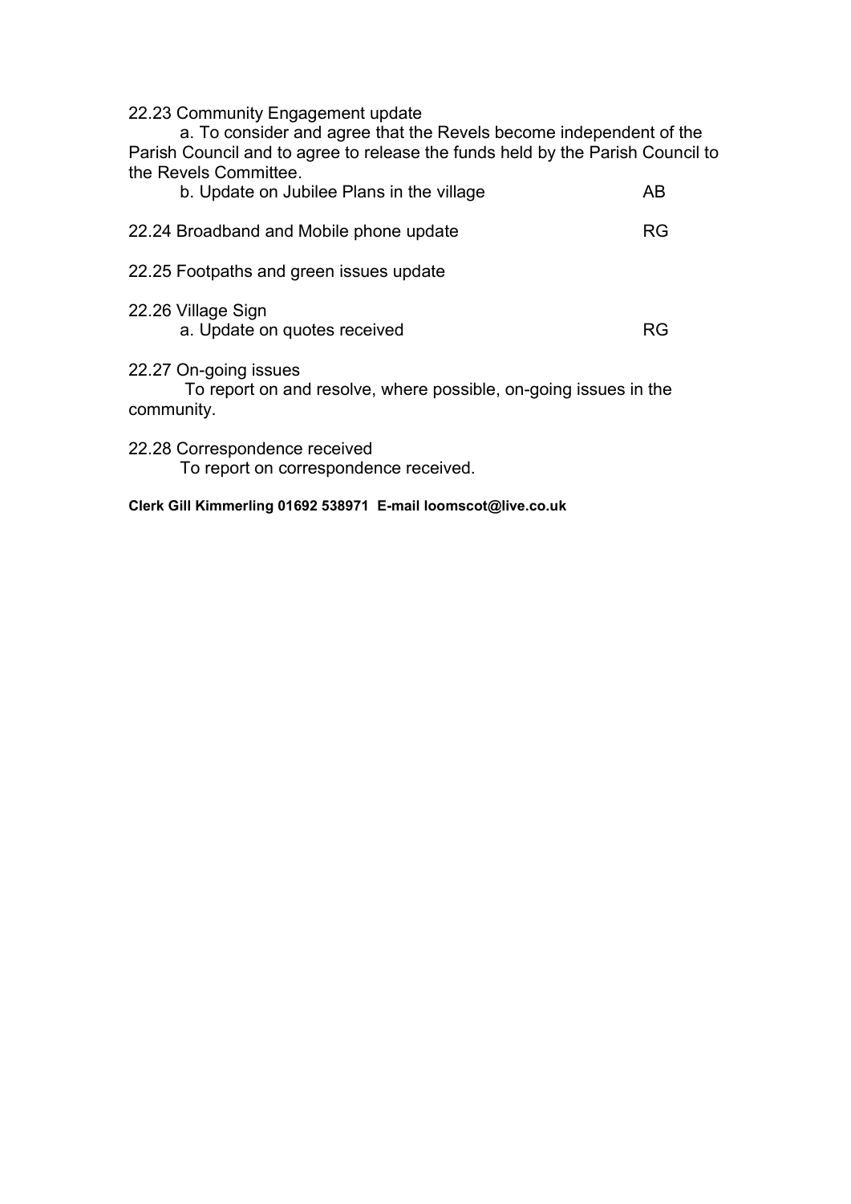22.23 Community Engagement update

a. To consider and agree that the Revels become independent of the Parish Council and to agree to release the funds held by the Parish Council to the Revels Committee.

b. Update on Jubilee Plans in the village AB

22.24 Broadband and Mobile phone update RG

22.25 Footpaths and green issues update

22.26 Village Sign

a. Update on quotes received RG

22.27 On-going issues

To report on and resolve, where possible, on-going issues in the community.

22.28 Correspondence received

To report on correspondence received.

**Clerk Gill Kimmerling 01692 538971 E-mail loomscot@live.co.uk**